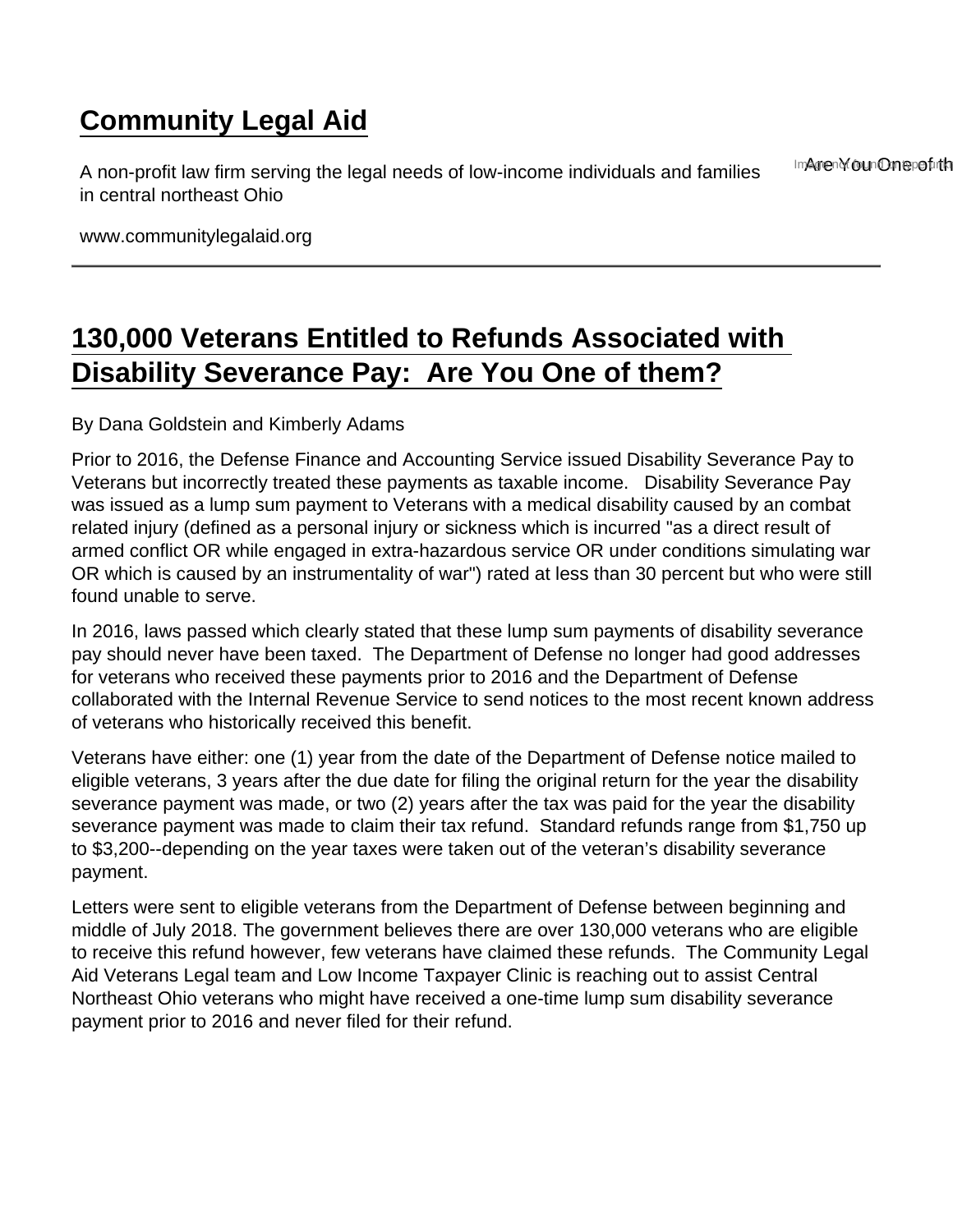# Community Legal Aid

A non-profit law firm serving the legal needs of low-income individuals and families in central northeast Ohio

www.communitylegalaid.org

---

## 130,000 Veterans Entitled to Refunds Associated with Disability Severance Pay: Are You One of them?

By Dana Goldstein and Kimberly Adams

Prior to 2016, the Defense Finance and Accounting Service issued Disability Severance Pay to Veterans but incorrectly treated these payments as taxable income. Disability Severance Pay was issued as a lump sum payment to Veterans with a medical disability caused by an combat related injury (defined as a personal injury or sickness which is incurred "as a direct result of armed conflict OR while engaged in extra-hazardous service OR under conditions simulating war OR which is caused by an instrumentality of war") rated at less than 30 percent but who were still found unable to serve.

In 2016, laws passed which clearly stated that these lump sum payments of disability severance pay should never have been taxed. The Department of Defense no longer had good addresses for veterans who received these payments prior to 2016 and the Department of Defense collaborated with the Internal Revenue Service to send notices to the most recent known address of veterans who historically received this benefit.

Veterans have either: one (1) year from the date of the Department of Defense notice mailed to eligible veterans, 3 years after the due date for filing the original return for the year the disability severance payment was made, or two (2) years after the tax was paid for the year the disability severance payment was made to claim their tax refund. Standard refunds range from $1,750 up to $3,200--depending on the year taxes were taken out of the veteran's disability severance payment.

Letters were sent to eligible veterans from the Department of Defense between beginning and middle of July 2018. The government believes there are over 130,000 veterans who are eligible to receive this refund however, few veterans have claimed these refunds. The Community Legal Aid Veterans Legal team and Low Income Taxpayer Clinic is reaching out to assist Central Northeast Ohio veterans who might have received a one-time lump sum disability severance payment prior to 2016 and never filed for their refund.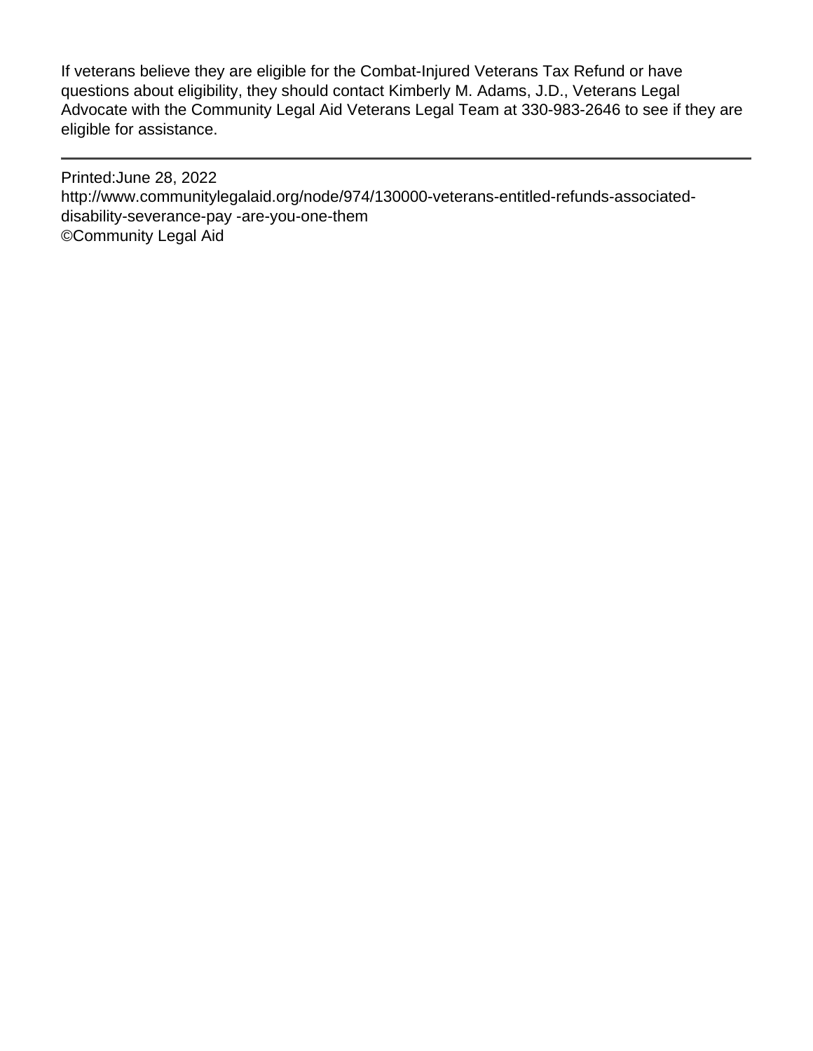If veterans believe they are eligible for the Combat-Injured Veterans Tax Refund or have questions about eligibility, they should contact Kimberly M. Adams, J.D., Veterans Legal Advocate with the Community Legal Aid Veterans Legal Team at 330-983-2646 to see if they are eligible for assistance.

---

Printed:June 28, 2022
http://www.communitylegalaid.org/node/974/130000-veterans-entitled-refunds-associated-disability-severance-pay -are-you-one-them
©Community Legal Aid